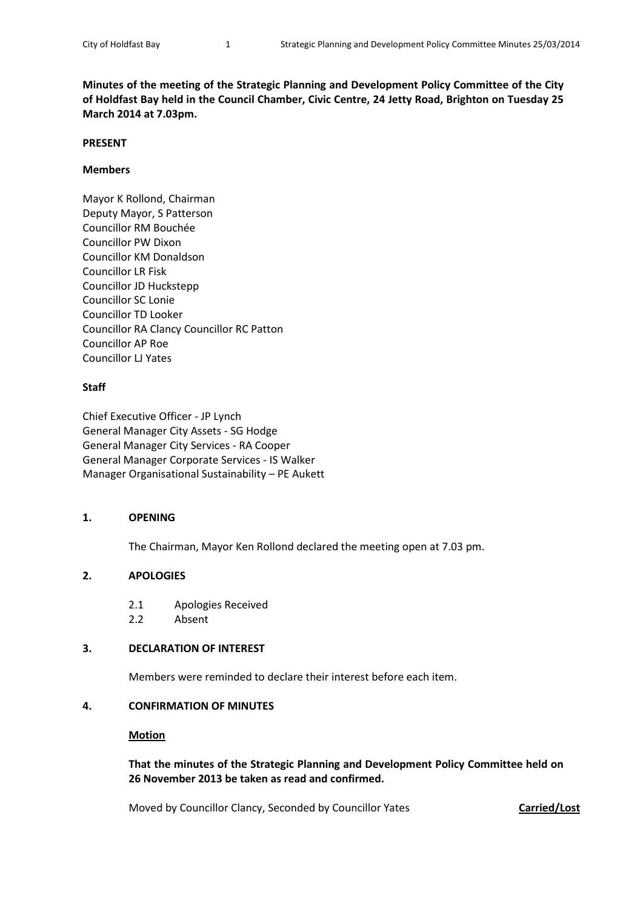**Minutes of the meeting of the Strategic Planning and Development Policy Committee of the City of Holdfast Bay held in the Council Chamber, Civic Centre, 24 Jetty Road, Brighton on Tuesday 25 March 2014 at 7.03pm.**

**PRESENT**

**Members**

Mayor K Rollond, Chairman
Deputy Mayor, S Patterson
Councillor RM Bouchée
Councillor PW Dixon
Councillor KM Donaldson
Councillor LR Fisk
Councillor JD Huckstepp
Councillor SC Lonie
Councillor TD Looker
Councillor RA Clancy Councillor RC Patton
Councillor AP Roe
Councillor LJ Yates

**Staff**

Chief Executive Officer - JP Lynch
General Manager City Assets - SG Hodge
General Manager City Services - RA Cooper
General Manager Corporate Services - IS Walker
Manager Organisational Sustainability – PE Aukett

**1. OPENING**

The Chairman, Mayor Ken Rollond declared the meeting open at 7.03 pm.

**2. APOLOGIES**

2.1 Apologies Received
2.2 Absent

**3. DECLARATION OF INTEREST**

Members were reminded to declare their interest before each item.

**4. CONFIRMATION OF MINUTES**

**Motion**

**That the minutes of the Strategic Planning and Development Policy Committee held on 26 November 2013 be taken as read and confirmed.**

Moved by Councillor Clancy, Seconded by Councillor Yates **Carried/Lost**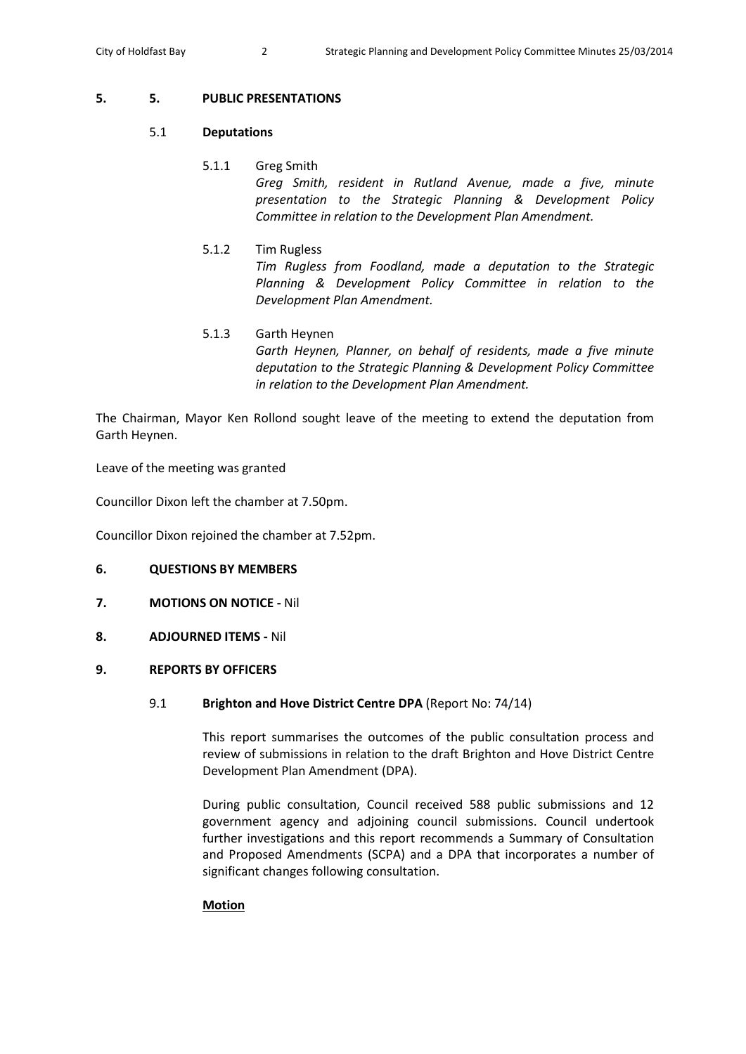## 5. 5. PUBLIC PRESENTATIONS

### 5.1 Deputations

5.1.1 Greg Smith

*Greg Smith, resident in Rutland Avenue, made a five, minute presentation to the Strategic Planning & Development Policy Committee in relation to the Development Plan Amendment.*

5.1.2 Tim Rugless

*Tim Rugless from Foodland, made a deputation to the Strategic Planning & Development Policy Committee in relation to the Development Plan Amendment.*

5.1.3 Garth Heynen

*Garth Heynen, Planner, on behalf of residents, made a five minute deputation to the Strategic Planning & Development Policy Committee in relation to the Development Plan Amendment.*

The Chairman, Mayor Ken Rollond sought leave of the meeting to extend the deputation from Garth Heynen.

Leave of the meeting was granted

Councillor Dixon left the chamber at 7.50pm.

Councillor Dixon rejoined the chamber at 7.52pm.

## 6. QUESTIONS BY MEMBERS

## 7. MOTIONS ON NOTICE - Nil

## 8. ADJOURNED ITEMS - Nil

## 9. REPORTS BY OFFICERS

### 9.1 Brighton and Hove District Centre DPA (Report No: 74/14)

This report summarises the outcomes of the public consultation process and review of submissions in relation to the draft Brighton and Hove District Centre Development Plan Amendment (DPA).

During public consultation, Council received 588 public submissions and 12 government agency and adjoining council submissions. Council undertook further investigations and this report recommends a Summary of Consultation and Proposed Amendments (SCPA) and a DPA that incorporates a number of significant changes following consultation.

**Motion**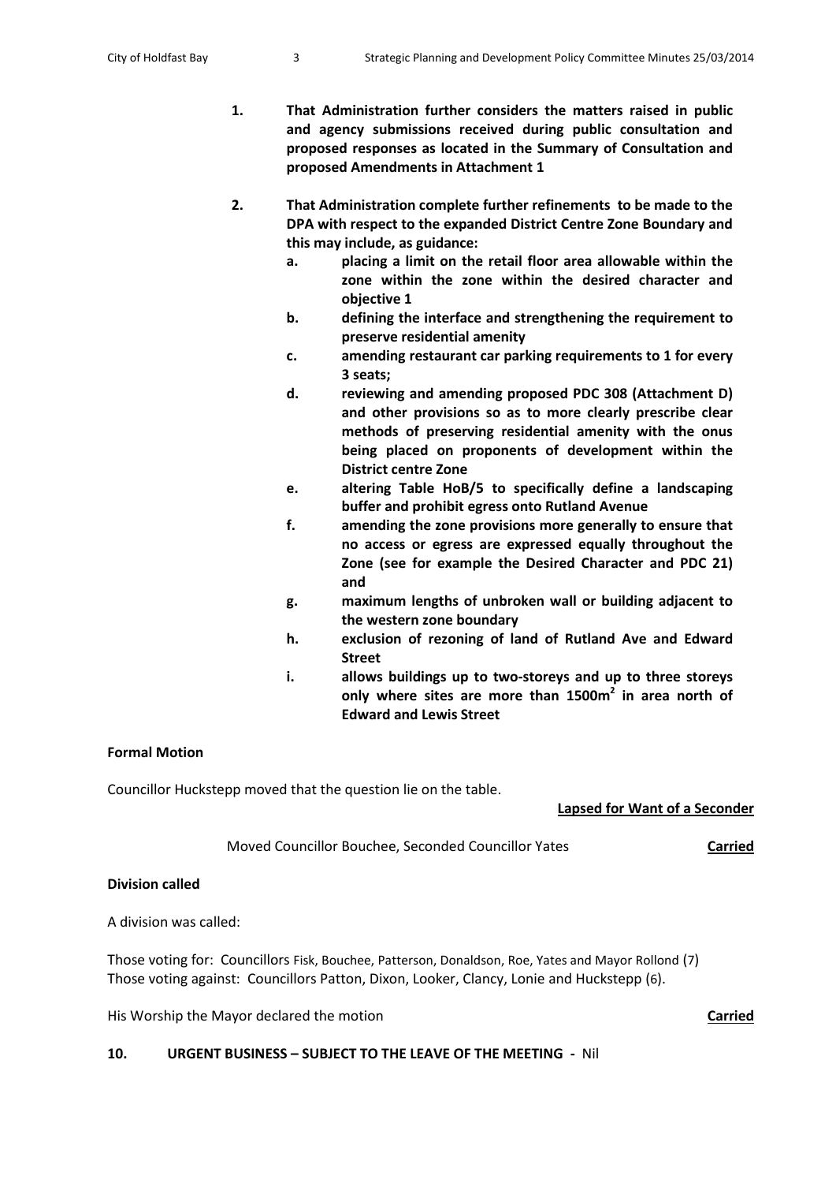1. **That Administration further considers the matters raised in public and agency submissions received during public consultation and proposed responses as located in the Summary of Consultation and proposed Amendments in Attachment 1**

2. **That Administration complete further refinements to be made to the DPA with respect to the expanded District Centre Zone Boundary and this may include, as guidance:**
   a. **placing a limit on the retail floor area allowable within the zone within the zone within the desired character and objective 1**
   b. **defining the interface and strengthening the requirement to preserve residential amenity**
   c. **amending restaurant car parking requirements to 1 for every 3 seats;**
   d. **reviewing and amending proposed PDC 308 (Attachment D) and other provisions so as to more clearly prescribe clear methods of preserving residential amenity with the onus being placed on proponents of development within the District centre Zone**
   e. **altering Table HoB/5 to specifically define a landscaping buffer and prohibit egress onto Rutland Avenue**
   f. **amending the zone provisions more generally to ensure that no access or egress are expressed equally throughout the Zone (see for example the Desired Character and PDC 21) and**
   g. **maximum lengths of unbroken wall or building adjacent to the western zone boundary**
   h. **exclusion of rezoning of land of Rutland Ave and Edward Street**
   i. **allows buildings up to two-storeys and up to three storeys only where sites are more than 1500m$^2$ in area north of Edward and Lewis Street**

**Formal Motion**

Councillor Huckstepp moved that the question lie on the table.

**Lapsed for Want of a Seconder**

Moved Councillor Bouchee, Seconded Councillor Yates **Carried**

**Division called**

A division was called:

Those voting for: Councillors Fisk, Bouchee, Patterson, Donaldson, Roe, Yates and Mayor Rollond (7)
Those voting against: Councillors Patton, Dixon, Looker, Clancy, Lonie and Huckstepp (6).

His Worship the Mayor declared the motion **Carried**

**10. URGENT BUSINESS – SUBJECT TO THE LEAVE OF THE MEETING -** Nil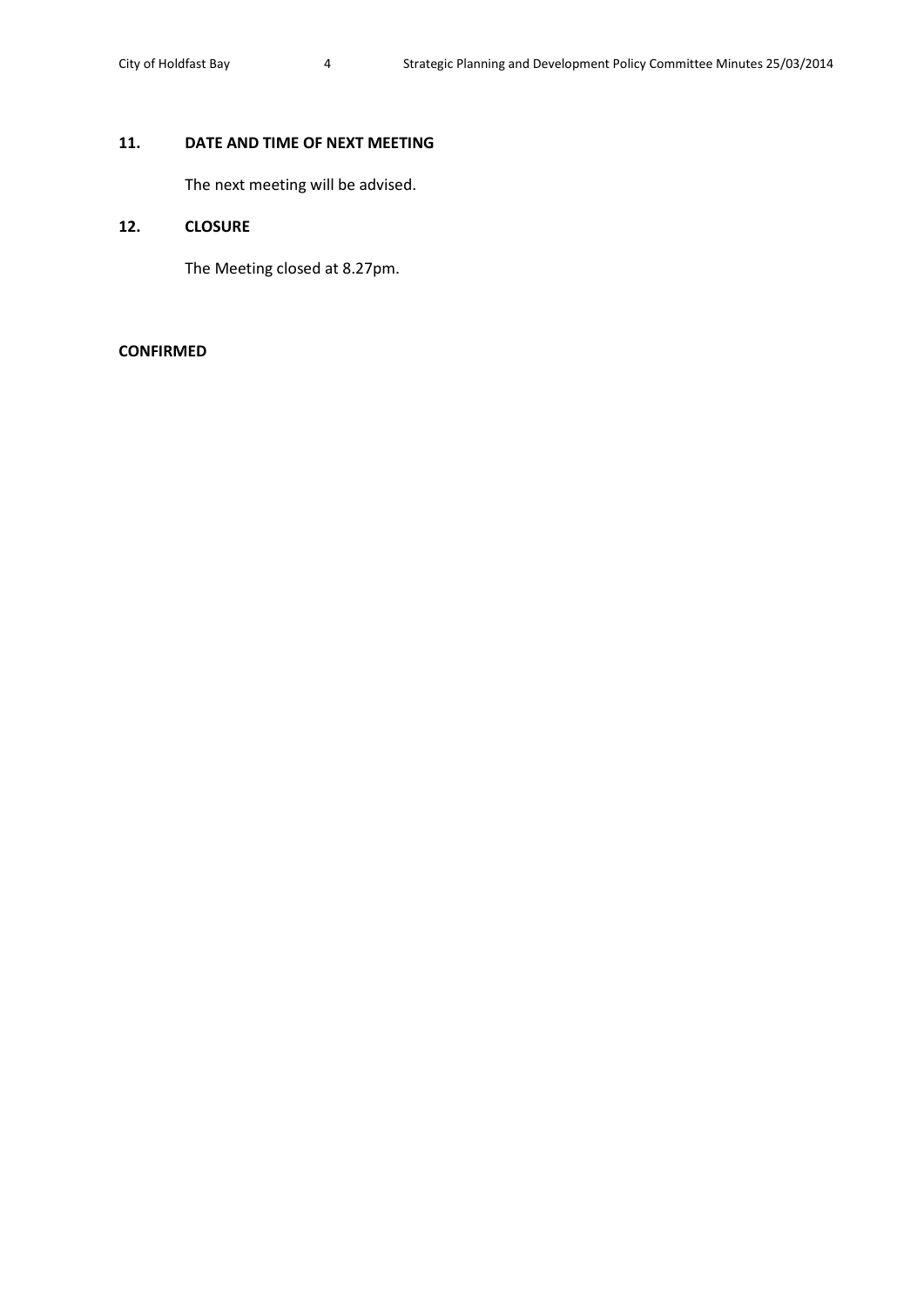## 11. DATE AND TIME OF NEXT MEETING

The next meeting will be advised.

## 12. CLOSURE

The Meeting closed at 8.27pm.

**CONFIRMED**